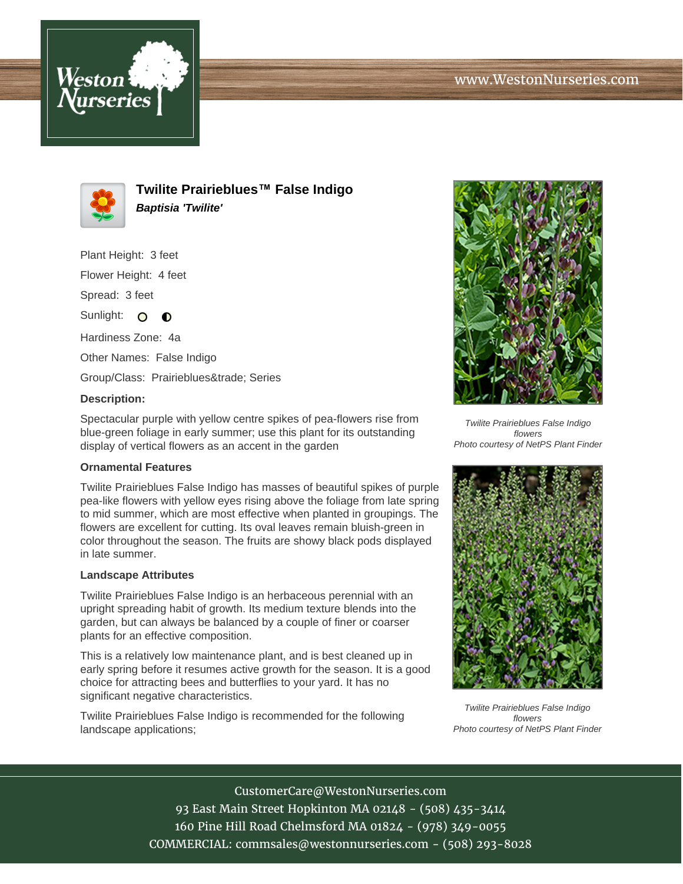# Twilite Prairieblues™ False Indigo

***Baptisia 'Twilite'***

Plant Height: 3 feet

Flower Height: 4 feet

Spread: 3 feet

Sunlight:

Hardiness Zone: 4a

Other Names: False Indigo

Group/Class: Prairieblues&trade; Series

**Description:**

Spectacular purple with yellow centre spikes of pea-flowers rise from blue-green foliage in early summer; use this plant for its outstanding display of vertical flowers as an accent in the garden

### Ornamental Features

Twilite Prairieblues False Indigo has masses of beautiful spikes of purple pea-like flowers with yellow eyes rising above the foliage from late spring to mid summer, which are most effective when planted in groupings. The flowers are excellent for cutting. Its oval leaves remain bluish-green in color throughout the season. The fruits are showy black pods displayed in late summer.

### Landscape Attributes

Twilite Prairieblues False Indigo is an herbaceous perennial with an upright spreading habit of growth. Its medium texture blends into the garden, but can always be balanced by a couple of finer or coarser plants for an effective composition.

This is a relatively low maintenance plant, and is best cleaned up in early spring before it resumes active growth for the season. It is a good choice for attracting bees and butterflies to your yard. It has no significant negative characteristics.

Twilite Prairieblues False Indigo is recommended for the following landscape applications;

*Twilite Prairieblues False Indigo flowers*
*Photo courtesy of NetPS Plant Finder*

*Twilite Prairieblues False Indigo flowers*
*Photo courtesy of NetPS Plant Finder*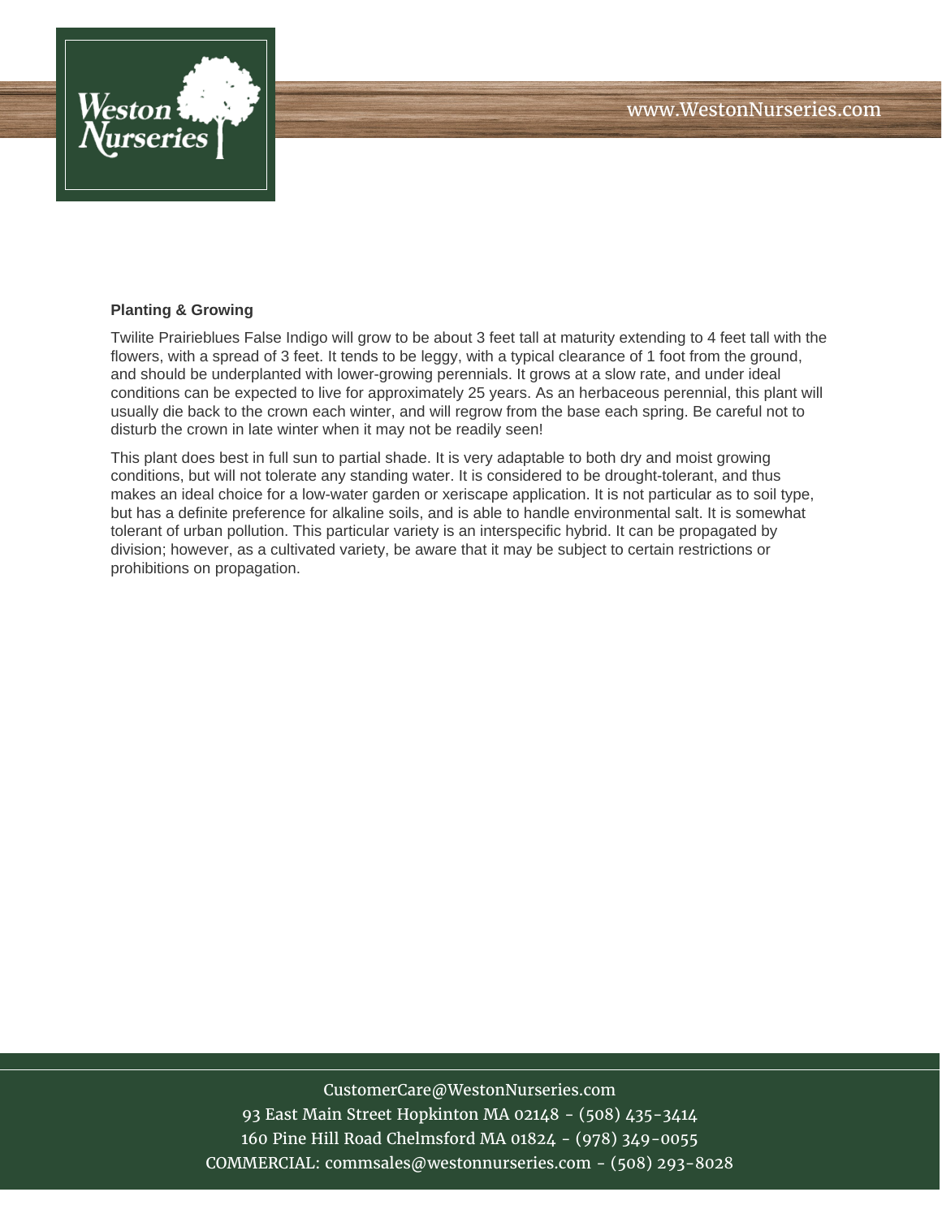## Planting & Growing

Twilite Prairieblues False Indigo will grow to be about 3 feet tall at maturity extending to 4 feet tall with the flowers, with a spread of 3 feet. It tends to be leggy, with a typical clearance of 1 foot from the ground, and should be underplanted with lower-growing perennials. It grows at a slow rate, and under ideal conditions can be expected to live for approximately 25 years. As an herbaceous perennial, this plant will usually die back to the crown each winter, and will regrow from the base each spring. Be careful not to disturb the crown in late winter when it may not be readily seen!

This plant does best in full sun to partial shade. It is very adaptable to both dry and moist growing conditions, but will not tolerate any standing water. It is considered to be drought-tolerant, and thus makes an ideal choice for a low-water garden or xeriscape application. It is not particular as to soil type, but has a definite preference for alkaline soils, and is able to handle environmental salt. It is somewhat tolerant of urban pollution. This particular variety is an interspecific hybrid. It can be propagated by division; however, as a cultivated variety, be aware that it may be subject to certain restrictions or prohibitions on propagation.